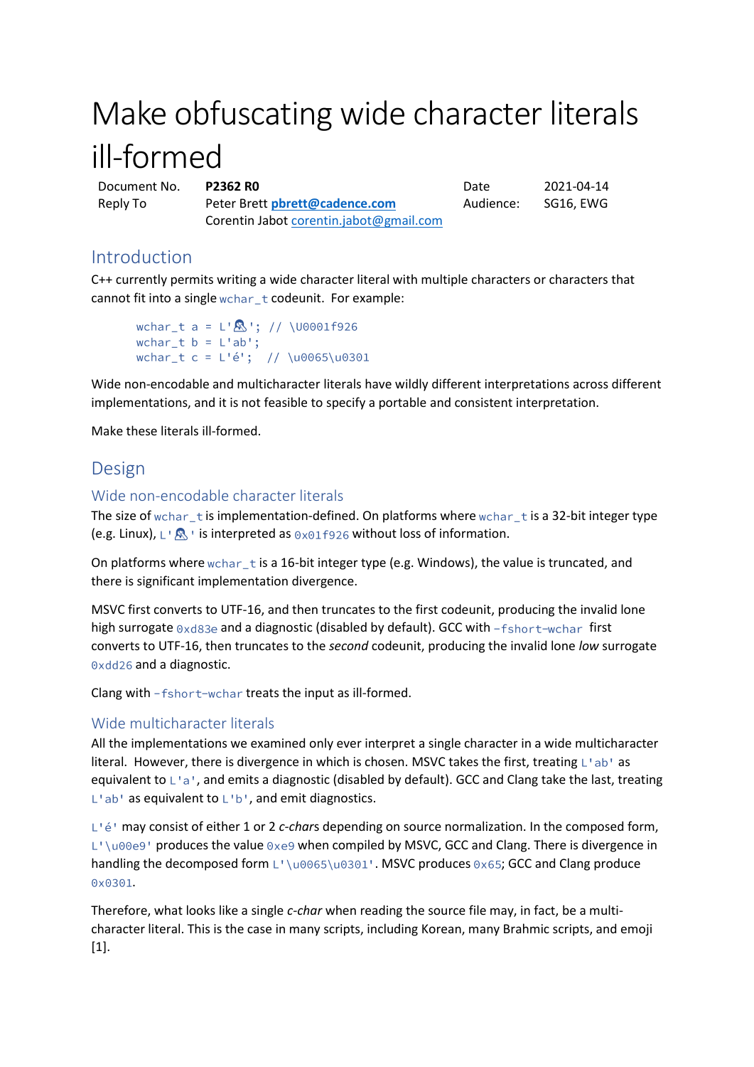# Make obfuscating wide character literals ill-formed

| Document No. | **P2362 R0** | Date | 2021-04-14 |
|---|---|---|---|
| Reply To | Peter Brett **pbrett@cadence.com** | Audience: | SG16, EWG |
| | Corentin Jabot corentin.jabot@gmail.com | | |

## Introduction

C++ currently permits writing a wide character literal with multiple characters or characters that cannot fit into a single `wchar_t` codeunit. For example:

```
wchar_t a = L'🤦'; // \U0001f926
wchar_t b = L'ab';
wchar_t c = L'é';  // \u0065\u0301
```

Wide non-encodable and multicharacter literals have wildly different interpretations across different implementations, and it is not feasible to specify a portable and consistent interpretation.

Make these literals ill-formed.

## Design

### Wide non-encodable character literals

The size of `wchar_t` is implementation-defined. On platforms where `wchar_t` is a 32-bit integer type (e.g. Linux), `L'🤦'` is interpreted as `0x01f926` without loss of information.

On platforms where `wchar_t` is a 16-bit integer type (e.g. Windows), the value is truncated, and there is significant implementation divergence.

MSVC first converts to UTF-16, and then truncates to the first codeunit, producing the invalid lone high surrogate `0xd83e` and a diagnostic (disabled by default). GCC with `-fshort-wchar` first converts to UTF-16, then truncates to the *second* codeunit, producing the invalid lone *low* surrogate `0xdd26` and a diagnostic.

Clang with `-fshort-wchar` treats the input as ill-formed.

### Wide multicharacter literals

All the implementations we examined only ever interpret a single character in a wide multicharacter literal. However, there is divergence in which is chosen. MSVC takes the first, treating `L'ab'` as equivalent to `L'a'`, and emits a diagnostic (disabled by default). GCC and Clang take the last, treating `L'ab'` as equivalent to `L'b'`, and emit diagnostics.

`L'é'` may consist of either 1 or 2 *c-char*s depending on source normalization. In the composed form, `L'\u00e9'` produces the value `0xe9` when compiled by MSVC, GCC and Clang. There is divergence in handling the decomposed form `L'\u0065\u0301'`. MSVC produces `0x65`; GCC and Clang produce `0x0301`.

Therefore, what looks like a single *c-char* when reading the source file may, in fact, be a multi-character literal. This is the case in many scripts, including Korean, many Brahmic scripts, and emoji [1].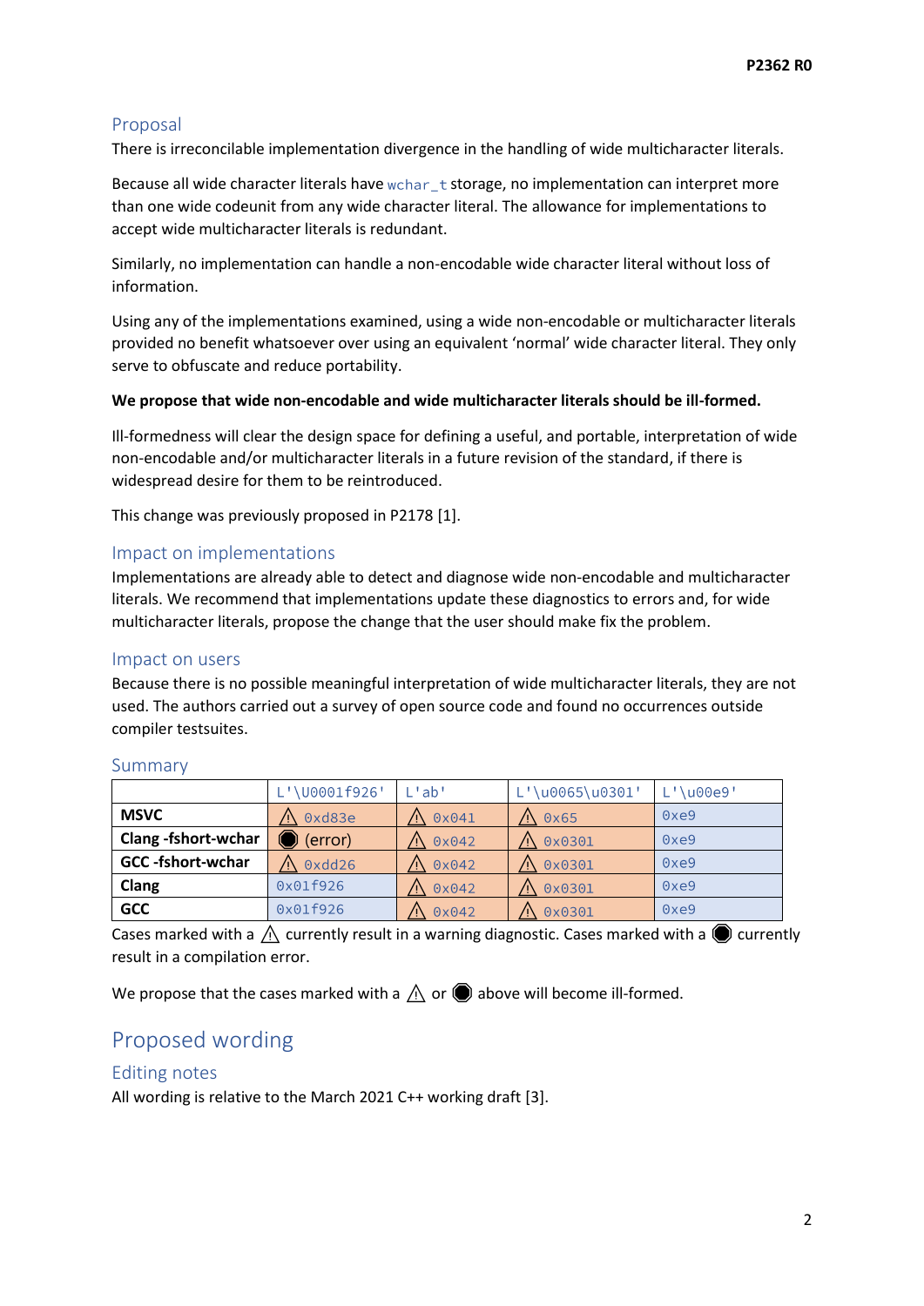## Proposal

There is irreconcilable implementation divergence in the handling of wide multicharacter literals.

Because all wide character literals have `wchar_t` storage, no implementation can interpret more than one wide codeunit from any wide character literal. The allowance for implementations to accept wide multicharacter literals is redundant.

Similarly, no implementation can handle a non-encodable wide character literal without loss of information.

Using any of the implementations examined, using a wide non-encodable or multicharacter literals provided no benefit whatsoever over using an equivalent 'normal' wide character literal. They only serve to obfuscate and reduce portability.

**We propose that wide non-encodable and wide multicharacter literals should be ill-formed.**

Ill-formedness will clear the design space for defining a useful, and portable, interpretation of wide non-encodable and/or multicharacter literals in a future revision of the standard, if there is widespread desire for them to be reintroduced.

This change was previously proposed in P2178 [1].

### Impact on implementations

Implementations are already able to detect and diagnose wide non-encodable and multicharacter literals. We recommend that implementations update these diagnostics to errors and, for wide multicharacter literals, propose the change that the user should make fix the problem.

### Impact on users

Because there is no possible meaningful interpretation of wide multicharacter literals, they are not used. The authors carried out a survey of open source code and found no occurrences outside compiler testsuites.

### Summary

| | `L'\U0001f926'` | `L'ab'` | `L'\u0065\u0301'` | `L'\u00e9'` |
|---|---|---|---|---|
| **MSVC** | ⚠ `0xd83e` | ⚠ `0x041` | ⚠ `0x65` | `0xe9` |
| **Clang -fshort-wchar** | ⬣ (error) | ⚠ `0x042` | ⚠ `0x0301` | `0xe9` |
| **GCC -fshort-wchar** | ⚠ `0xdd26` | ⚠ `0x042` | ⚠ `0x0301` | `0xe9` |
| **Clang** | `0x01f926` | ⚠ `0x042` | ⚠ `0x0301` | `0xe9` |
| **GCC** | `0x01f926` | ⚠ `0x042` | ⚠ `0x0301` | `0xe9` |

Cases marked with a ⚠ currently result in a warning diagnostic. Cases marked with a ⬣ currently result in a compilation error.

We propose that the cases marked with a ⚠ or ⬣ above will become ill-formed.

## Proposed wording

### Editing notes

All wording is relative to the March 2021 C++ working draft [3].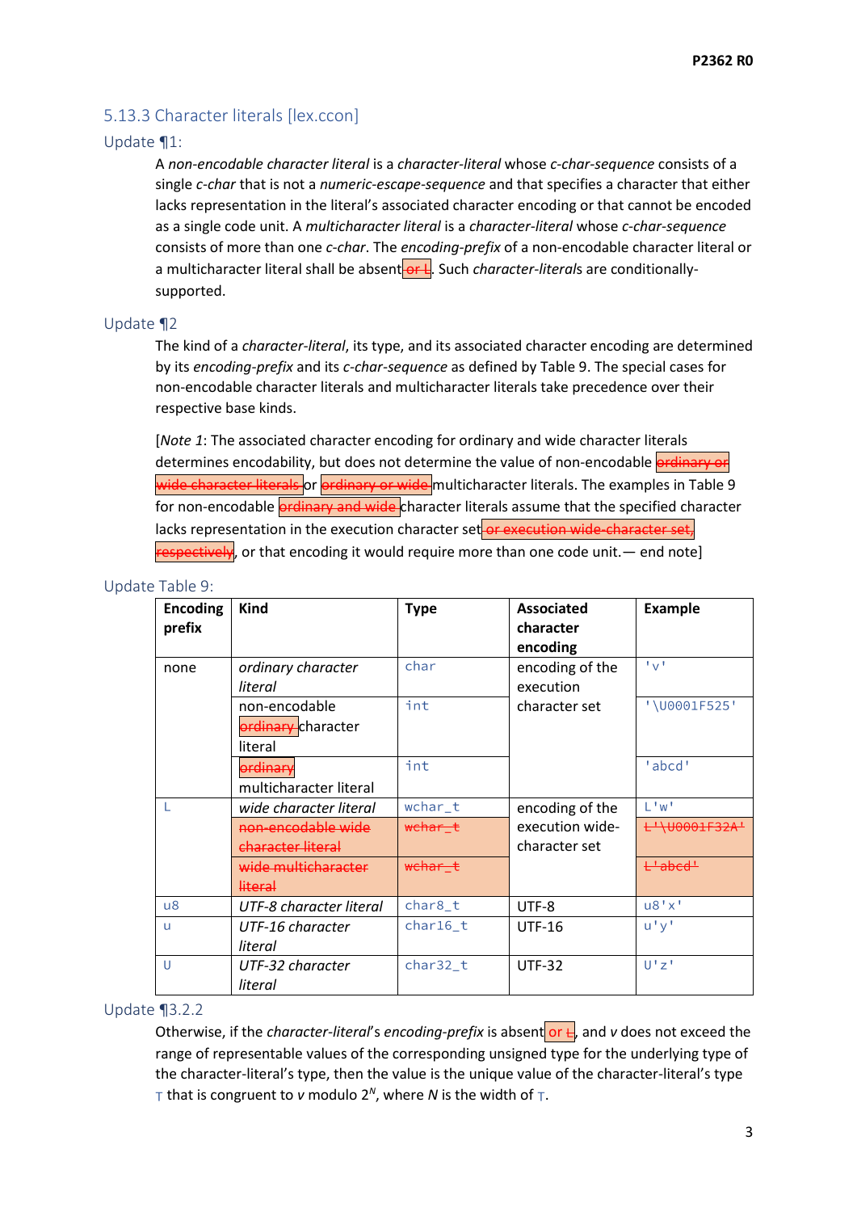## 5.13.3 Character literals [lex.ccon]

### Update ¶1:

A *non-encodable character literal* is a *character-literal* whose *c-char-sequence* consists of a single *c-char* that is not a *numeric-escape-sequence* and that specifies a character that either lacks representation in the literal's associated character encoding or that cannot be encoded as a single code unit. A *multicharacter literal* is a *character-literal* whose *c-char-sequence* consists of more than one *c-char*. The *encoding-prefix* of a non-encodable character literal or a multicharacter literal shall be absent~~ or L~~. Such *character-literal*s are conditionally-supported.

### Update ¶2

The kind of a *character-literal*, its type, and its associated character encoding are determined by its *encoding-prefix* and its *c-char-sequence* as defined by Table 9. The special cases for non-encodable character literals and multicharacter literals take precedence over their respective base kinds.

[*Note 1*: The associated character encoding for ordinary and wide character literals determines encodability, but does not determine the value of non-encodable ~~ordinary or wide character literals~~ or ~~ordinary or wide~~ multicharacter literals. The examples in Table 9 for non-encodable ~~ordinary and wide~~ character literals assume that the specified character lacks representation in the execution character set~~ or execution wide-character set, respectively~~, or that encoding it would require more than one code unit.— end note]

### Update Table 9:

| Encoding prefix | Kind | Type | Associated character encoding | Example |
|---|---|---|---|---|
| none | *ordinary character literal* | `char` | encoding of the execution character set | `'v'` |
| | non-encodable ~~ordinary~~ character literal | `int` | | `'\U0001F525'` |
| | ~~ordinary~~ multicharacter literal | `int` | | `'abcd'` |
| `L` | *wide character literal* | `wchar_t` | encoding of the execution wide-character set | `L'w'` |
| | ~~non-encodable wide character literal~~ | ~~`wchar_t`~~ | | ~~`L'\U0001F32A'`~~ |
| | ~~wide multicharacter literal~~ | ~~`wchar_t`~~ | | ~~`L'abcd'`~~ |
| `u8` | *UTF-8 character literal* | `char8_t` | UTF-8 | `u8'x'` |
| `u` | *UTF-16 character literal* | `char16_t` | UTF-16 | `u'y'` |
| `U` | *UTF-32 character literal* | `char32_t` | UTF-32 | `U'z'` |

### Update ¶3.2.2

Otherwise, if the *character-literal*'s *encoding-prefix* is absent~~ or L~~, and *v* does not exceed the range of representable values of the corresponding unsigned type for the underlying type of the character-literal's type, then the value is the unique value of the character-literal's type `T` that is congruent to *v* modulo $2^N$, where *N* is the width of `T`.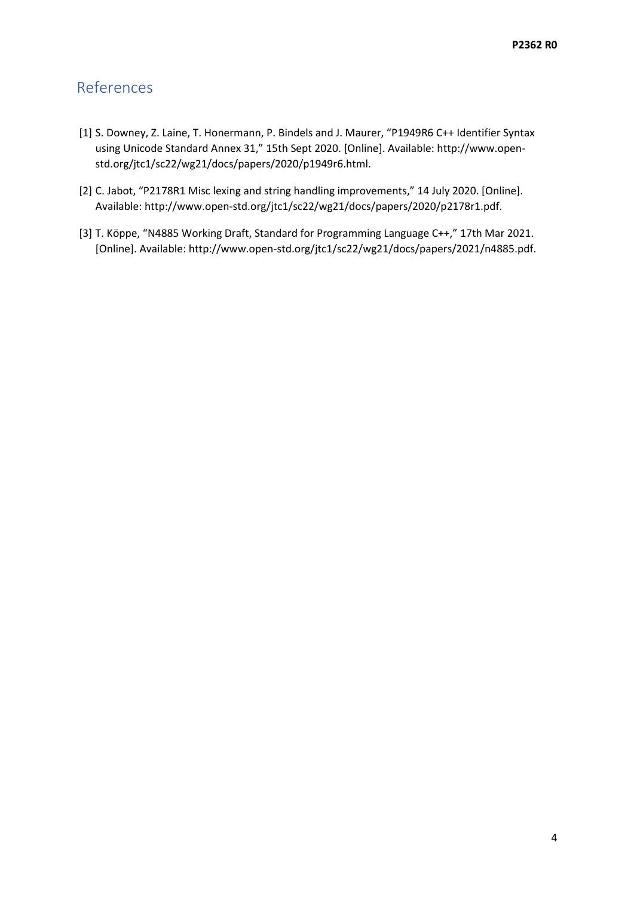## References

[1] S. Downey, Z. Laine, T. Honermann, P. Bindels and J. Maurer, "P1949R6 C++ Identifier Syntax using Unicode Standard Annex 31," 15th Sept 2020. [Online]. Available: http://www.open-std.org/jtc1/sc22/wg21/docs/papers/2020/p1949r6.html.

[2] C. Jabot, "P2178R1 Misc lexing and string handling improvements," 14 July 2020. [Online]. Available: http://www.open-std.org/jtc1/sc22/wg21/docs/papers/2020/p2178r1.pdf.

[3] T. Köppe, "N4885 Working Draft, Standard for Programming Language C++," 17th Mar 2021. [Online]. Available: http://www.open-std.org/jtc1/sc22/wg21/docs/papers/2021/n4885.pdf.